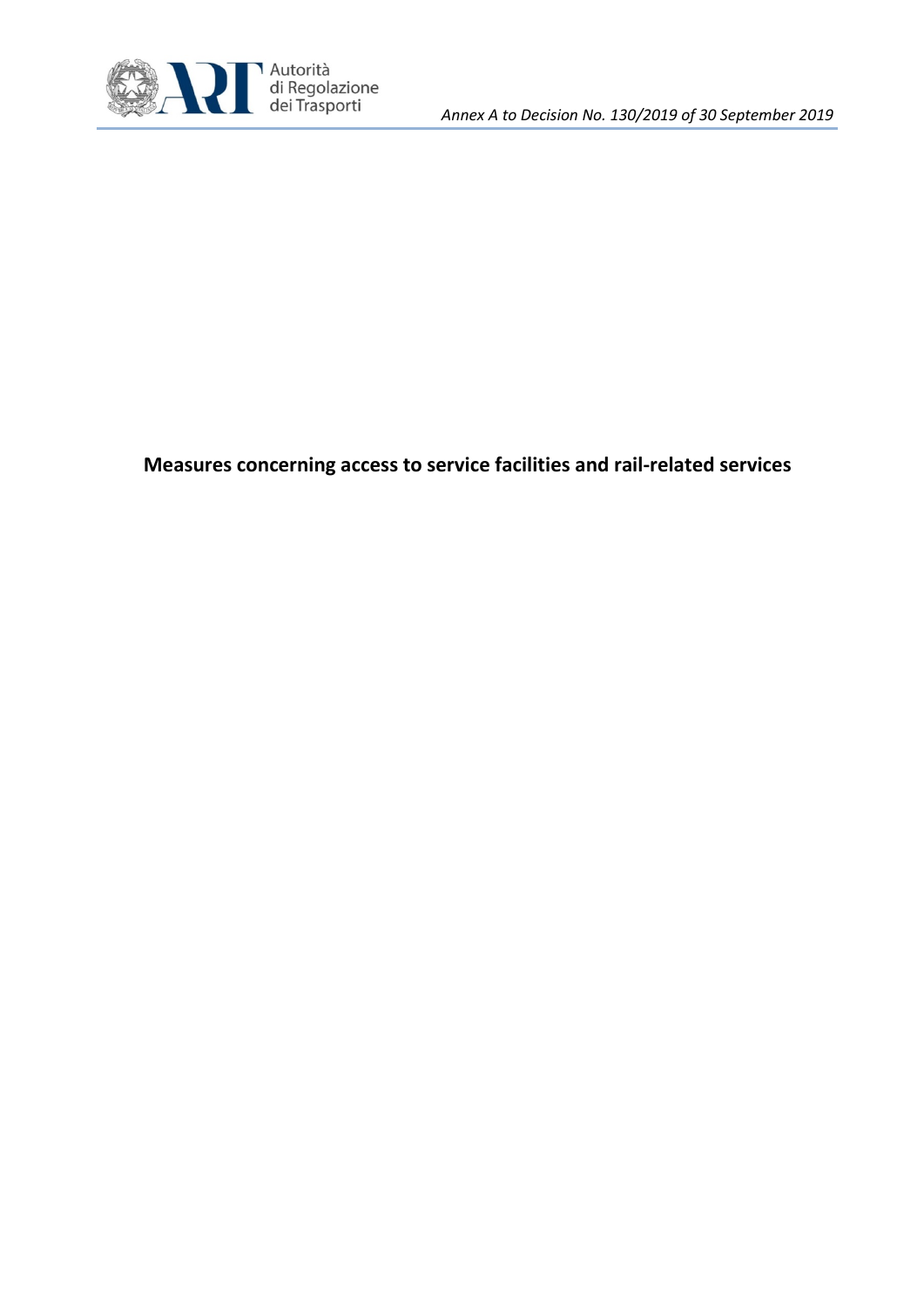*Annex A to Decision No. 130/2019 of 30 September 2019*

# Measures concerning access to service facilities and rail-related services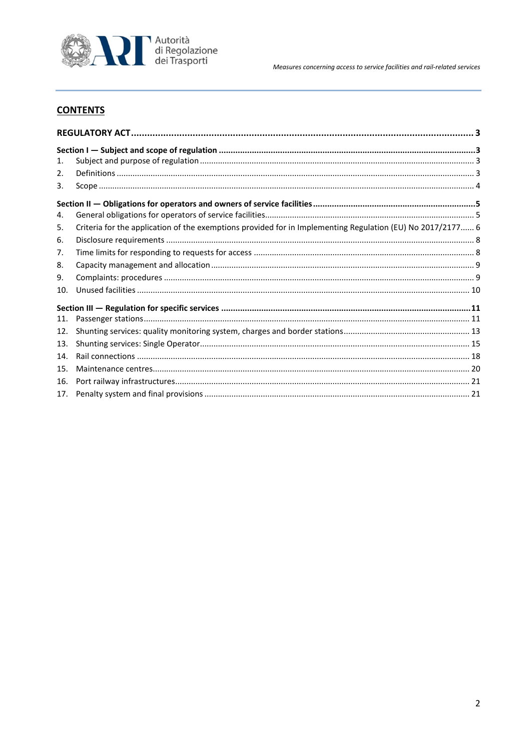## CONTENTS

**REGULATORY ACT** ..... 3

**Section I — Subject and scope of regulation** ..... 3

1. Subject and purpose of regulation ..... 3
2. Definitions ..... 3
3. Scope ..... 4

**Section II — Obligations for operators and owners of service facilities** ..... 5

4. General obligations for operators of service facilities ..... 5
5. Criteria for the application of the exemptions provided for in Implementing Regulation (EU) No 2017/2177 ..... 6
6. Disclosure requirements ..... 8
7. Time limits for responding to requests for access ..... 8
8. Capacity management and allocation ..... 9
9. Complaints: procedures ..... 9
10. Unused facilities ..... 10

**Section III — Regulation for specific services** ..... 11

11. Passenger stations ..... 11
12. Shunting services: quality monitoring system, charges and border stations ..... 13
13. Shunting services: Single Operator ..... 15
14. Rail connections ..... 18
15. Maintenance centres ..... 20
16. Port railway infrastructures ..... 21
17. Penalty system and final provisions ..... 21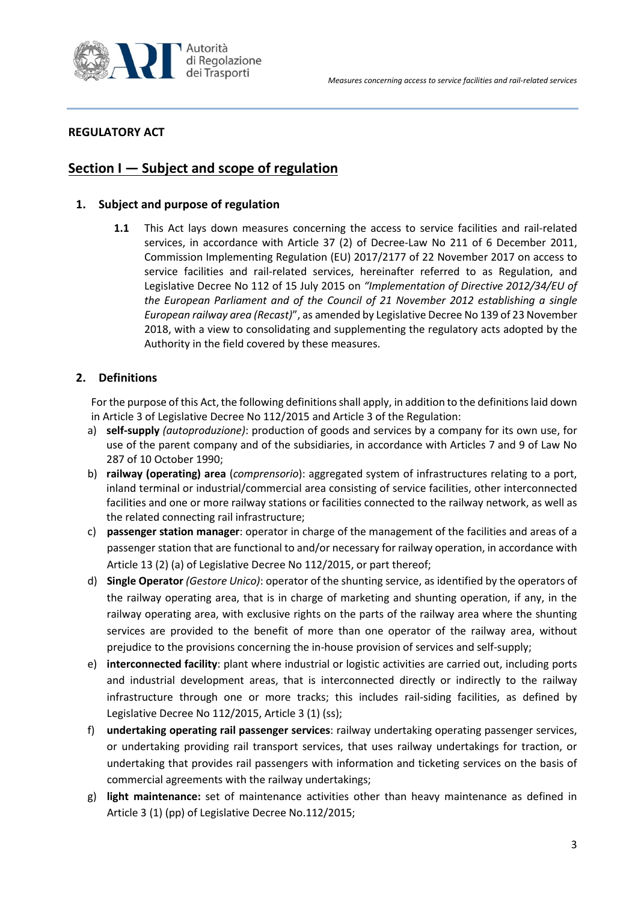## REGULATORY ACT

# Section I — Subject and scope of regulation

### 1. Subject and purpose of regulation

**1.1** This Act lays down measures concerning the access to service facilities and rail-related services, in accordance with Article 37 (2) of Decree-Law No 211 of 6 December 2011, Commission Implementing Regulation (EU) 2017/2177 of 22 November 2017 on access to service facilities and rail-related services, hereinafter referred to as Regulation, and Legislative Decree No 112 of 15 July 2015 on *"Implementation of Directive 2012/34/EU of the European Parliament and of the Council of 21 November 2012 establishing a single European railway area (Recast)*", as amended by Legislative Decree No 139 of 23 November 2018, with a view to consolidating and supplementing the regulatory acts adopted by the Authority in the field covered by these measures.

### 2. Definitions

For the purpose of this Act, the following definitions shall apply, in addition to the definitions laid down in Article 3 of Legislative Decree No 112/2015 and Article 3 of the Regulation:

a) **self-supply** *(autoproduzione)*: production of goods and services by a company for its own use, for use of the parent company and of the subsidiaries, in accordance with Articles 7 and 9 of Law No 287 of 10 October 1990;

b) **railway (operating) area** (*comprensorio*): aggregated system of infrastructures relating to a port, inland terminal or industrial/commercial area consisting of service facilities, other interconnected facilities and one or more railway stations or facilities connected to the railway network, as well as the related connecting rail infrastructure;

c) **passenger station manager**: operator in charge of the management of the facilities and areas of a passenger station that are functional to and/or necessary for railway operation, in accordance with Article 13 (2) (a) of Legislative Decree No 112/2015, or part thereof;

d) **Single Operator** *(Gestore Unico)*: operator of the shunting service, as identified by the operators of the railway operating area, that is in charge of marketing and shunting operation, if any, in the railway operating area, with exclusive rights on the parts of the railway area where the shunting services are provided to the benefit of more than one operator of the railway area, without prejudice to the provisions concerning the in-house provision of services and self-supply;

e) **interconnected facility**: plant where industrial or logistic activities are carried out, including ports and industrial development areas, that is interconnected directly or indirectly to the railway infrastructure through one or more tracks; this includes rail-siding facilities, as defined by Legislative Decree No 112/2015, Article 3 (1) (ss);

f) **undertaking operating rail passenger services**: railway undertaking operating passenger services, or undertaking providing rail transport services, that uses railway undertakings for traction, or undertaking that provides rail passengers with information and ticketing services on the basis of commercial agreements with the railway undertakings;

g) **light maintenance:** set of maintenance activities other than heavy maintenance as defined in Article 3 (1) (pp) of Legislative Decree No.112/2015;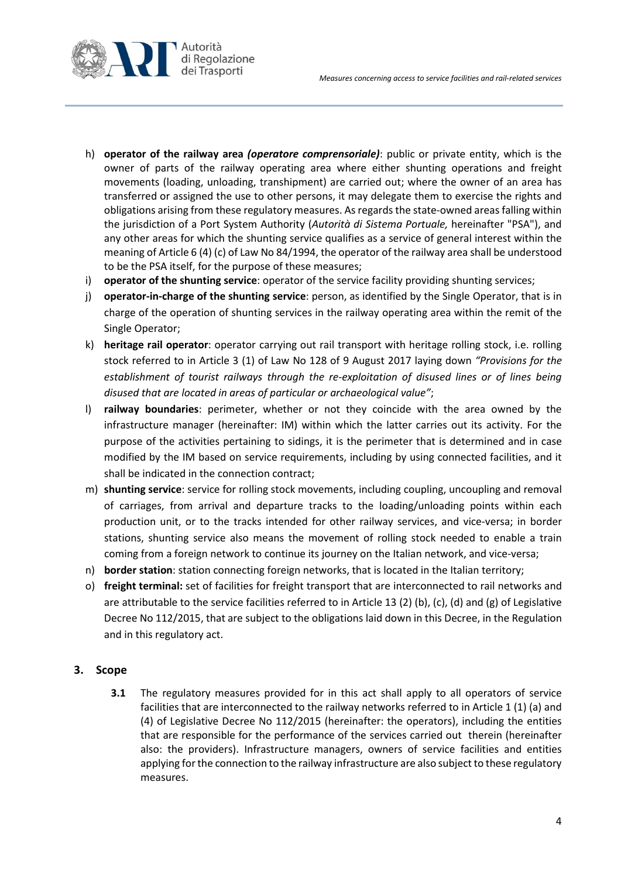h) **operator of the railway area** ***(operatore comprensoriale)***: public or private entity, which is the owner of parts of the railway operating area where either shunting operations and freight movements (loading, unloading, transhipment) are carried out; where the owner of an area has transferred or assigned the use to other persons, it may delegate them to exercise the rights and obligations arising from these regulatory measures. As regards the state-owned areas falling within the jurisdiction of a Port System Authority (*Autorità di Sistema Portuale,* hereinafter "PSA"), and any other areas for which the shunting service qualifies as a service of general interest within the meaning of Article 6 (4) (c) of Law No 84/1994, the operator of the railway area shall be understood to be the PSA itself, for the purpose of these measures;

i) **operator of the shunting service**: operator of the service facility providing shunting services;

j) **operator-in-charge of the shunting service**: person, as identified by the Single Operator, that is in charge of the operation of shunting services in the railway operating area within the remit of the Single Operator;

k) **heritage rail operator**: operator carrying out rail transport with heritage rolling stock, i.e. rolling stock referred to in Article 3 (1) of Law No 128 of 9 August 2017 laying down *"Provisions for the establishment of tourist railways through the re-exploitation of disused lines or of lines being disused that are located in areas of particular or archaeological value"*;

l) **railway boundaries**: perimeter, whether or not they coincide with the area owned by the infrastructure manager (hereinafter: IM) within which the latter carries out its activity. For the purpose of the activities pertaining to sidings, it is the perimeter that is determined and in case modified by the IM based on service requirements, including by using connected facilities, and it shall be indicated in the connection contract;

m) **shunting service**: service for rolling stock movements, including coupling, uncoupling and removal of carriages, from arrival and departure tracks to the loading/unloading points within each production unit, or to the tracks intended for other railway services, and vice-versa; in border stations, shunting service also means the movement of rolling stock needed to enable a train coming from a foreign network to continue its journey on the Italian network, and vice-versa;

n) **border station**: station connecting foreign networks, that is located in the Italian territory;

o) **freight terminal:** set of facilities for freight transport that are interconnected to rail networks and are attributable to the service facilities referred to in Article 13 (2) (b), (c), (d) and (g) of Legislative Decree No 112/2015, that are subject to the obligations laid down in this Decree, in the Regulation and in this regulatory act.

## 3. Scope

**3.1** The regulatory measures provided for in this act shall apply to all operators of service facilities that are interconnected to the railway networks referred to in Article 1 (1) (a) and (4) of Legislative Decree No 112/2015 (hereinafter: the operators), including the entities that are responsible for the performance of the services carried out therein (hereinafter also: the providers). Infrastructure managers, owners of service facilities and entities applying for the connection to the railway infrastructure are also subject to these regulatory measures.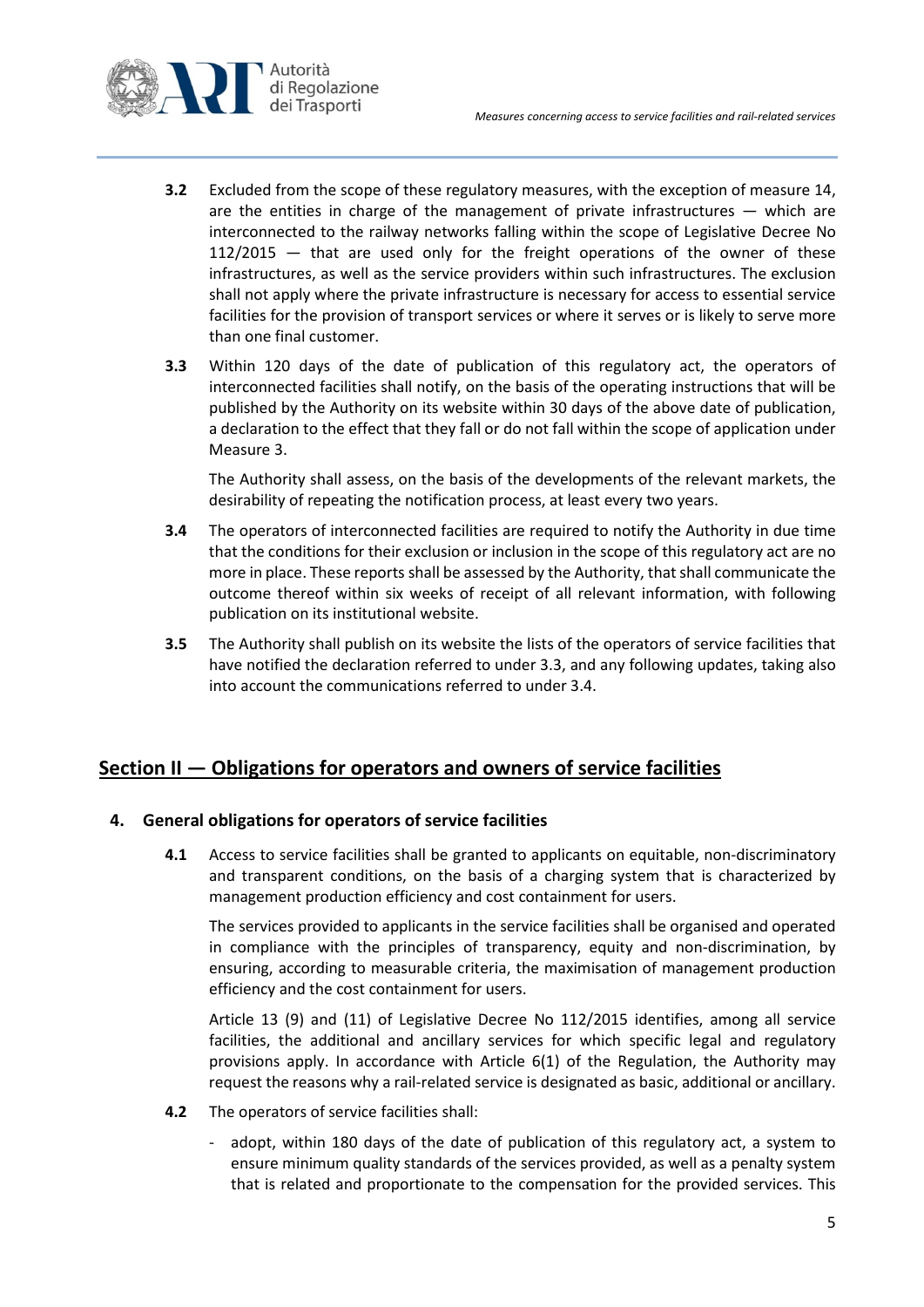**3.2** Excluded from the scope of these regulatory measures, with the exception of measure 14, are the entities in charge of the management of private infrastructures — which are interconnected to the railway networks falling within the scope of Legislative Decree No 112/2015 — that are used only for the freight operations of the owner of these infrastructures, as well as the service providers within such infrastructures. The exclusion shall not apply where the private infrastructure is necessary for access to essential service facilities for the provision of transport services or where it serves or is likely to serve more than one final customer.

**3.3** Within 120 days of the date of publication of this regulatory act, the operators of interconnected facilities shall notify, on the basis of the operating instructions that will be published by the Authority on its website within 30 days of the above date of publication, a declaration to the effect that they fall or do not fall within the scope of application under Measure 3.

The Authority shall assess, on the basis of the developments of the relevant markets, the desirability of repeating the notification process, at least every two years.

**3.4** The operators of interconnected facilities are required to notify the Authority in due time that the conditions for their exclusion or inclusion in the scope of this regulatory act are no more in place. These reports shall be assessed by the Authority, that shall communicate the outcome thereof within six weeks of receipt of all relevant information, with following publication on its institutional website.

**3.5** The Authority shall publish on its website the lists of the operators of service facilities that have notified the declaration referred to under 3.3, and any following updates, taking also into account the communications referred to under 3.4.

## Section II — Obligations for operators and owners of service facilities

### 4. General obligations for operators of service facilities

**4.1** Access to service facilities shall be granted to applicants on equitable, non-discriminatory and transparent conditions, on the basis of a charging system that is characterized by management production efficiency and cost containment for users.

The services provided to applicants in the service facilities shall be organised and operated in compliance with the principles of transparency, equity and non-discrimination, by ensuring, according to measurable criteria, the maximisation of management production efficiency and the cost containment for users.

Article 13 (9) and (11) of Legislative Decree No 112/2015 identifies, among all service facilities, the additional and ancillary services for which specific legal and regulatory provisions apply. In accordance with Article 6(1) of the Regulation, the Authority may request the reasons why a rail-related service is designated as basic, additional or ancillary.

**4.2** The operators of service facilities shall:

- adopt, within 180 days of the date of publication of this regulatory act, a system to ensure minimum quality standards of the services provided, as well as a penalty system that is related and proportionate to the compensation for the provided services. This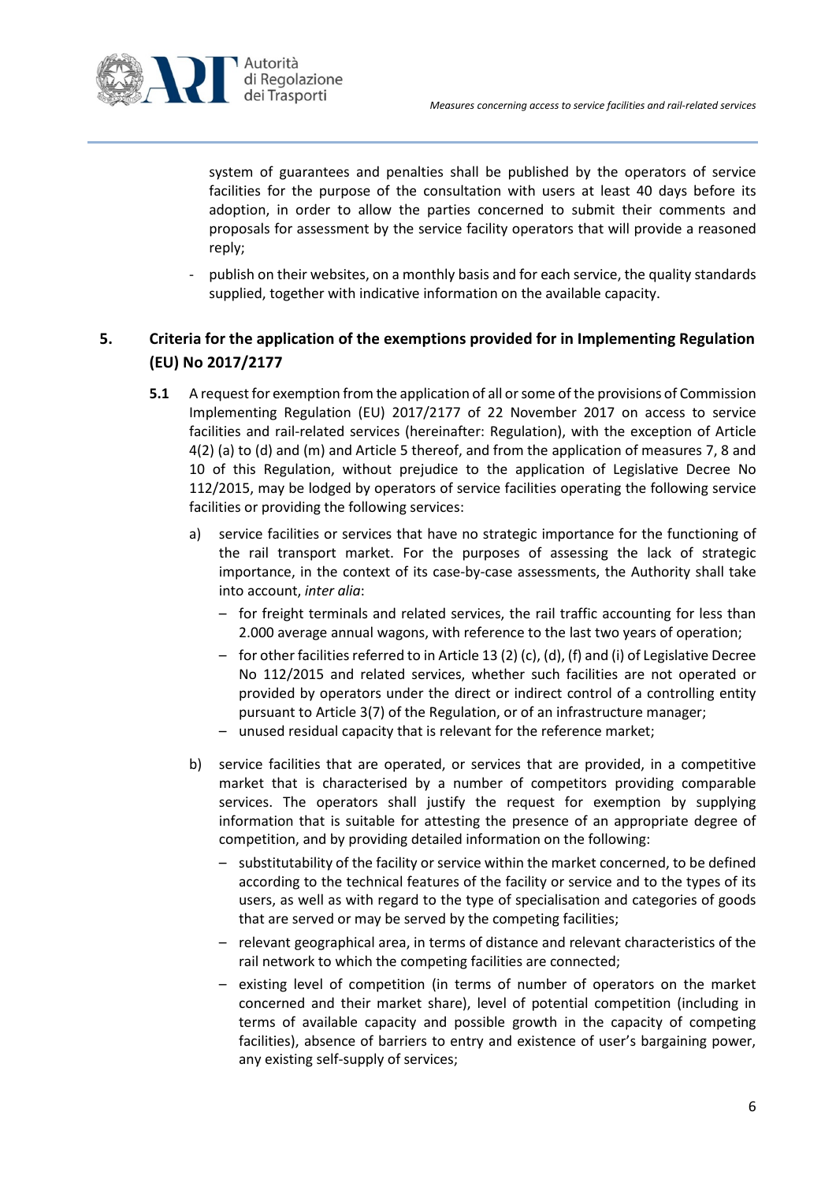system of guarantees and penalties shall be published by the operators of service facilities for the purpose of the consultation with users at least 40 days before its adoption, in order to allow the parties concerned to submit their comments and proposals for assessment by the service facility operators that will provide a reasoned reply;

- publish on their websites, on a monthly basis and for each service, the quality standards supplied, together with indicative information on the available capacity.

## 5. Criteria for the application of the exemptions provided for in Implementing Regulation (EU) No 2017/2177

**5.1** A request for exemption from the application of all or some of the provisions of Commission Implementing Regulation (EU) 2017/2177 of 22 November 2017 on access to service facilities and rail-related services (hereinafter: Regulation), with the exception of Article 4(2) (a) to (d) and (m) and Article 5 thereof, and from the application of measures 7, 8 and 10 of this Regulation, without prejudice to the application of Legislative Decree No 112/2015, may be lodged by operators of service facilities operating the following service facilities or providing the following services:

a) service facilities or services that have no strategic importance for the functioning of the rail transport market. For the purposes of assessing the lack of strategic importance, in the context of its case-by-case assessments, the Authority shall take into account, *inter alia*:
   - for freight terminals and related services, the rail traffic accounting for less than 2.000 average annual wagons, with reference to the last two years of operation;
   - for other facilities referred to in Article 13 (2) (c), (d), (f) and (i) of Legislative Decree No 112/2015 and related services, whether such facilities are not operated or provided by operators under the direct or indirect control of a controlling entity pursuant to Article 3(7) of the Regulation, or of an infrastructure manager;
   - unused residual capacity that is relevant for the reference market;

b) service facilities that are operated, or services that are provided, in a competitive market that is characterised by a number of competitors providing comparable services. The operators shall justify the request for exemption by supplying information that is suitable for attesting the presence of an appropriate degree of competition, and by providing detailed information on the following:
   - substitutability of the facility or service within the market concerned, to be defined according to the technical features of the facility or service and to the types of its users, as well as with regard to the type of specialisation and categories of goods that are served or may be served by the competing facilities;
   - relevant geographical area, in terms of distance and relevant characteristics of the rail network to which the competing facilities are connected;
   - existing level of competition (in terms of number of operators on the market concerned and their market share), level of potential competition (including in terms of available capacity and possible growth in the capacity of competing facilities), absence of barriers to entry and existence of user's bargaining power, any existing self-supply of services;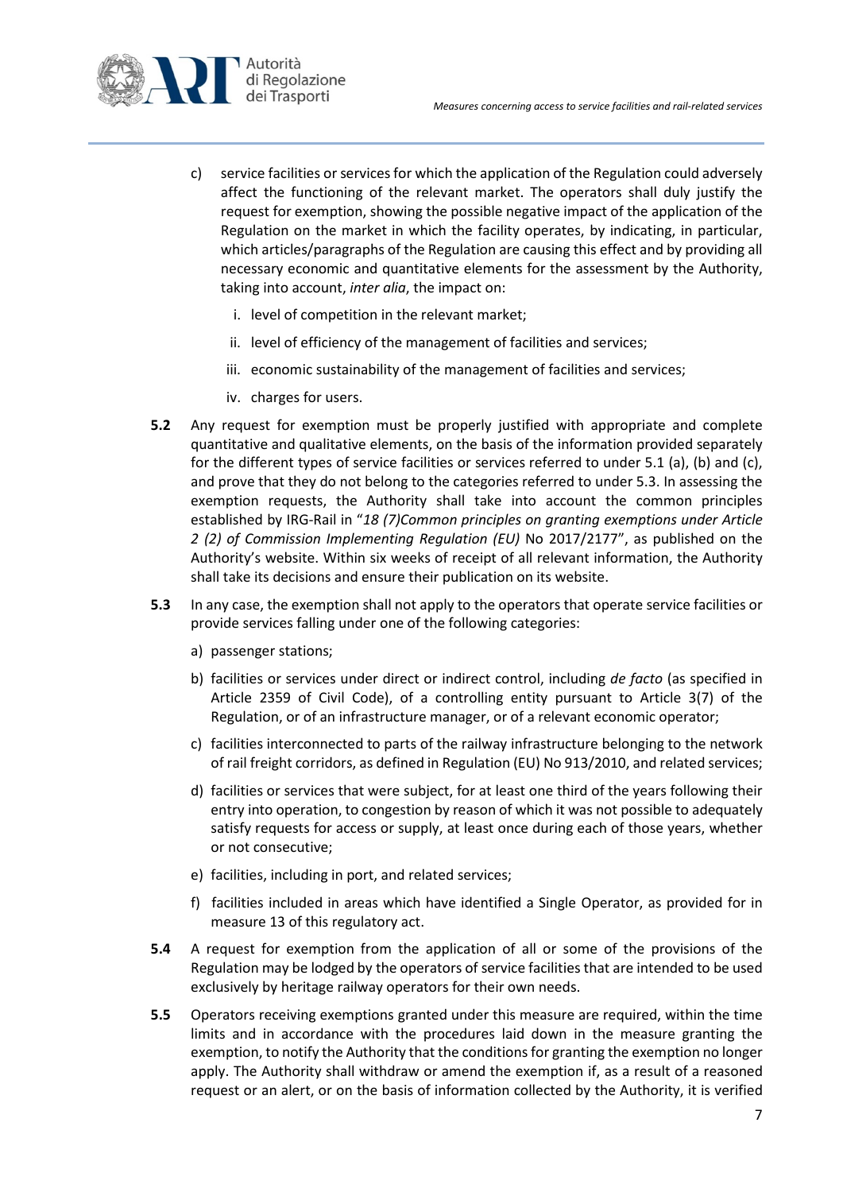c) service facilities or services for which the application of the Regulation could adversely affect the functioning of the relevant market. The operators shall duly justify the request for exemption, showing the possible negative impact of the application of the Regulation on the market in which the facility operates, by indicating, in particular, which articles/paragraphs of the Regulation are causing this effect and by providing all necessary economic and quantitative elements for the assessment by the Authority, taking into account, *inter alia*, the impact on:

   i. level of competition in the relevant market;

   ii. level of efficiency of the management of facilities and services;

   iii. economic sustainability of the management of facilities and services;

   iv. charges for users.

**5.2** Any request for exemption must be properly justified with appropriate and complete quantitative and qualitative elements, on the basis of the information provided separately for the different types of service facilities or services referred to under 5.1 (a), (b) and (c), and prove that they do not belong to the categories referred to under 5.3. In assessing the exemption requests, the Authority shall take into account the common principles established by IRG-Rail in "*18 (7)Common principles on granting exemptions under Article 2 (2) of Commission Implementing Regulation (EU)* No 2017/2177", as published on the Authority's website. Within six weeks of receipt of all relevant information, the Authority shall take its decisions and ensure their publication on its website.

**5.3** In any case, the exemption shall not apply to the operators that operate service facilities or provide services falling under one of the following categories:

a) passenger stations;

b) facilities or services under direct or indirect control, including *de facto* (as specified in Article 2359 of Civil Code), of a controlling entity pursuant to Article 3(7) of the Regulation, or of an infrastructure manager, or of a relevant economic operator;

c) facilities interconnected to parts of the railway infrastructure belonging to the network of rail freight corridors, as defined in Regulation (EU) No 913/2010, and related services;

d) facilities or services that were subject, for at least one third of the years following their entry into operation, to congestion by reason of which it was not possible to adequately satisfy requests for access or supply, at least once during each of those years, whether or not consecutive;

e) facilities, including in port, and related services;

f) facilities included in areas which have identified a Single Operator, as provided for in measure 13 of this regulatory act.

**5.4** A request for exemption from the application of all or some of the provisions of the Regulation may be lodged by the operators of service facilities that are intended to be used exclusively by heritage railway operators for their own needs.

**5.5** Operators receiving exemptions granted under this measure are required, within the time limits and in accordance with the procedures laid down in the measure granting the exemption, to notify the Authority that the conditions for granting the exemption no longer apply. The Authority shall withdraw or amend the exemption if, as a result of a reasoned request or an alert, or on the basis of information collected by the Authority, it is verified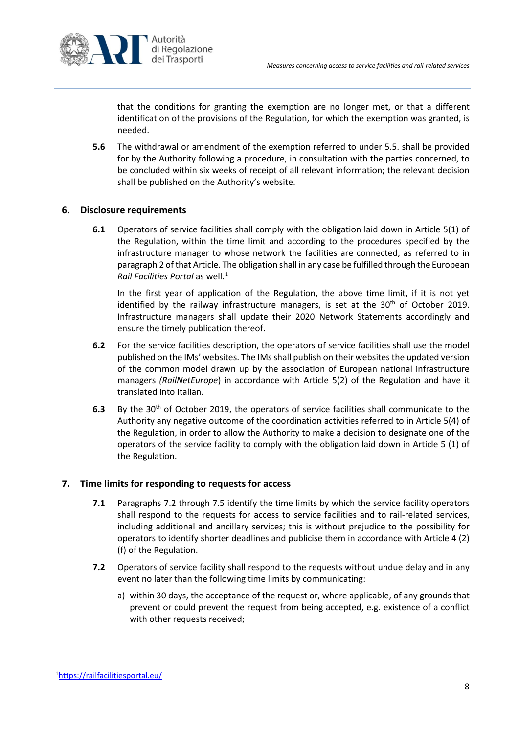that the conditions for granting the exemption are no longer met, or that a different identification of the provisions of the Regulation, for which the exemption was granted, is needed.

**5.6** The withdrawal or amendment of the exemption referred to under 5.5. shall be provided for by the Authority following a procedure, in consultation with the parties concerned, to be concluded within six weeks of receipt of all relevant information; the relevant decision shall be published on the Authority's website.

## 6. Disclosure requirements

**6.1** Operators of service facilities shall comply with the obligation laid down in Article 5(1) of the Regulation, within the time limit and according to the procedures specified by the infrastructure manager to whose network the facilities are connected, as referred to in paragraph 2 of that Article. The obligation shall in any case be fulfilled through the European *Rail Facilities Portal* as well.[1]

In the first year of application of the Regulation, the above time limit, if it is not yet identified by the railway infrastructure managers, is set at the 30th of October 2019. Infrastructure managers shall update their 2020 Network Statements accordingly and ensure the timely publication thereof.

**6.2** For the service facilities description, the operators of service facilities shall use the model published on the IMs' websites. The IMs shall publish on their websites the updated version of the common model drawn up by the association of European national infrastructure managers *(RailNetEurope*) in accordance with Article 5(2) of the Regulation and have it translated into Italian.

**6.3** By the 30th of October 2019, the operators of service facilities shall communicate to the Authority any negative outcome of the coordination activities referred to in Article 5(4) of the Regulation, in order to allow the Authority to make a decision to designate one of the operators of the service facility to comply with the obligation laid down in Article 5 (1) of the Regulation.

## 7. Time limits for responding to requests for access

**7.1** Paragraphs 7.2 through 7.5 identify the time limits by which the service facility operators shall respond to the requests for access to service facilities and to rail-related services, including additional and ancillary services; this is without prejudice to the possibility for operators to identify shorter deadlines and publicise them in accordance with Article 4 (2) (f) of the Regulation.

**7.2** Operators of service facility shall respond to the requests without undue delay and in any event no later than the following time limits by communicating:

a) within 30 days, the acceptance of the request or, where applicable, of any grounds that prevent or could prevent the request from being accepted, e.g. existence of a conflict with other requests received;

---

[1] https://railfacilitiesportal.eu/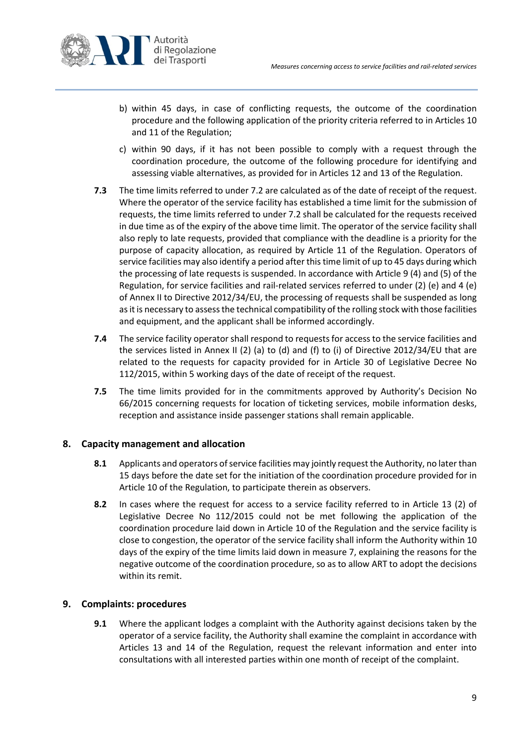b) within 45 days, in case of conflicting requests, the outcome of the coordination procedure and the following application of the priority criteria referred to in Articles 10 and 11 of the Regulation;

c) within 90 days, if it has not been possible to comply with a request through the coordination procedure, the outcome of the following procedure for identifying and assessing viable alternatives, as provided for in Articles 12 and 13 of the Regulation.

**7.3** The time limits referred to under 7.2 are calculated as of the date of receipt of the request. Where the operator of the service facility has established a time limit for the submission of requests, the time limits referred to under 7.2 shall be calculated for the requests received in due time as of the expiry of the above time limit. The operator of the service facility shall also reply to late requests, provided that compliance with the deadline is a priority for the purpose of capacity allocation, as required by Article 11 of the Regulation. Operators of service facilities may also identify a period after this time limit of up to 45 days during which the processing of late requests is suspended. In accordance with Article 9 (4) and (5) of the Regulation, for service facilities and rail-related services referred to under (2) (e) and 4 (e) of Annex II to Directive 2012/34/EU, the processing of requests shall be suspended as long as it is necessary to assess the technical compatibility of the rolling stock with those facilities and equipment, and the applicant shall be informed accordingly.

**7.4** The service facility operator shall respond to requests for access to the service facilities and the services listed in Annex II (2) (a) to (d) and (f) to (i) of Directive 2012/34/EU that are related to the requests for capacity provided for in Article 30 of Legislative Decree No 112/2015, within 5 working days of the date of receipt of the request.

**7.5** The time limits provided for in the commitments approved by Authority's Decision No 66/2015 concerning requests for location of ticketing services, mobile information desks, reception and assistance inside passenger stations shall remain applicable.

## 8. Capacity management and allocation

**8.1** Applicants and operators of service facilities may jointly request the Authority, no later than 15 days before the date set for the initiation of the coordination procedure provided for in Article 10 of the Regulation, to participate therein as observers.

**8.2** In cases where the request for access to a service facility referred to in Article 13 (2) of Legislative Decree No 112/2015 could not be met following the application of the coordination procedure laid down in Article 10 of the Regulation and the service facility is close to congestion, the operator of the service facility shall inform the Authority within 10 days of the expiry of the time limits laid down in measure 7, explaining the reasons for the negative outcome of the coordination procedure, so as to allow ART to adopt the decisions within its remit.

## 9. Complaints: procedures

**9.1** Where the applicant lodges a complaint with the Authority against decisions taken by the operator of a service facility, the Authority shall examine the complaint in accordance with Articles 13 and 14 of the Regulation, request the relevant information and enter into consultations with all interested parties within one month of receipt of the complaint.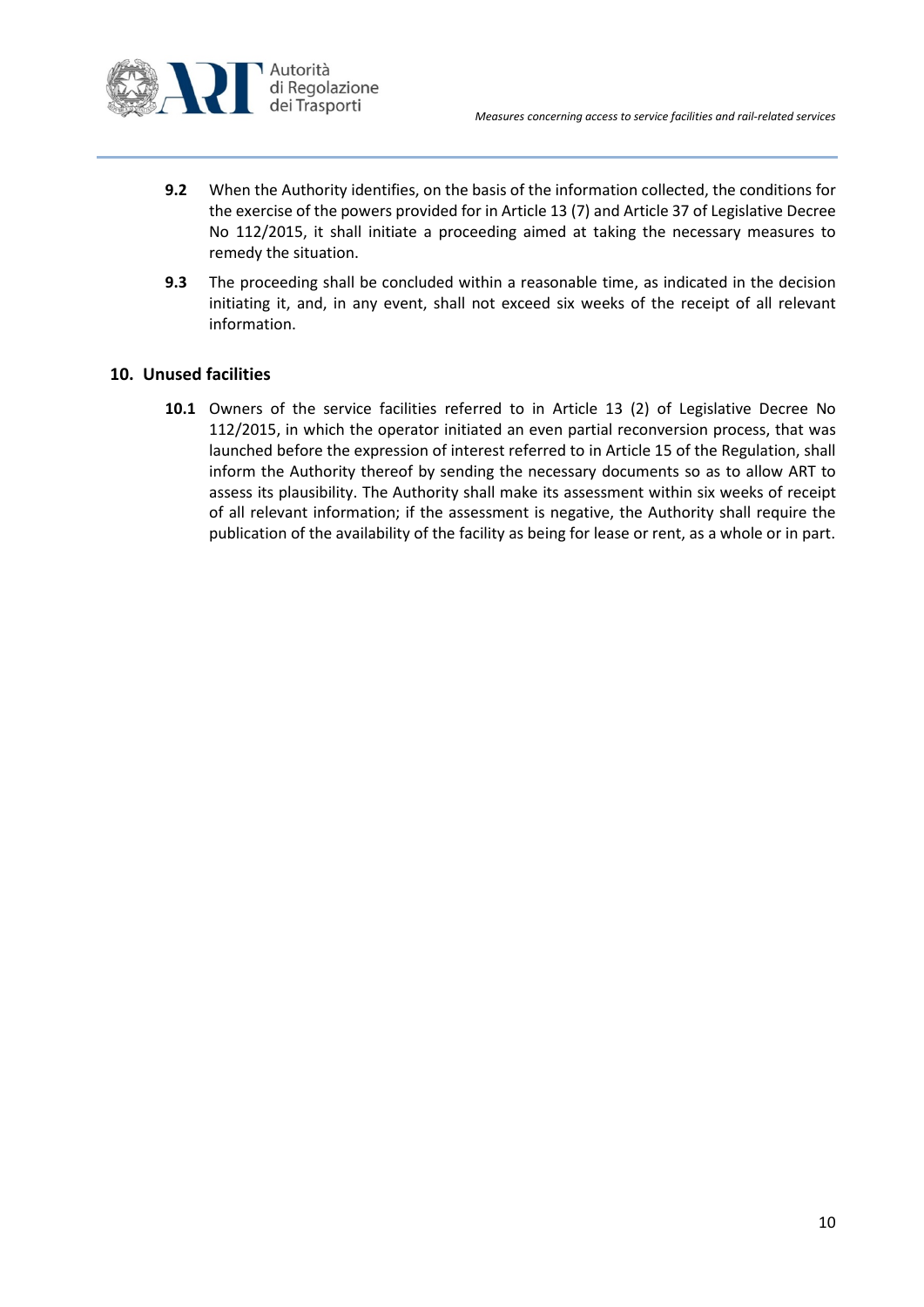**9.2** When the Authority identifies, on the basis of the information collected, the conditions for the exercise of the powers provided for in Article 13 (7) and Article 37 of Legislative Decree No 112/2015, it shall initiate a proceeding aimed at taking the necessary measures to remedy the situation.

**9.3** The proceeding shall be concluded within a reasonable time, as indicated in the decision initiating it, and, in any event, shall not exceed six weeks of the receipt of all relevant information.

## 10. Unused facilities

**10.1** Owners of the service facilities referred to in Article 13 (2) of Legislative Decree No 112/2015, in which the operator initiated an even partial reconversion process, that was launched before the expression of interest referred to in Article 15 of the Regulation, shall inform the Authority thereof by sending the necessary documents so as to allow ART to assess its plausibility. The Authority shall make its assessment within six weeks of receipt of all relevant information; if the assessment is negative, the Authority shall require the publication of the availability of the facility as being for lease or rent, as a whole or in part.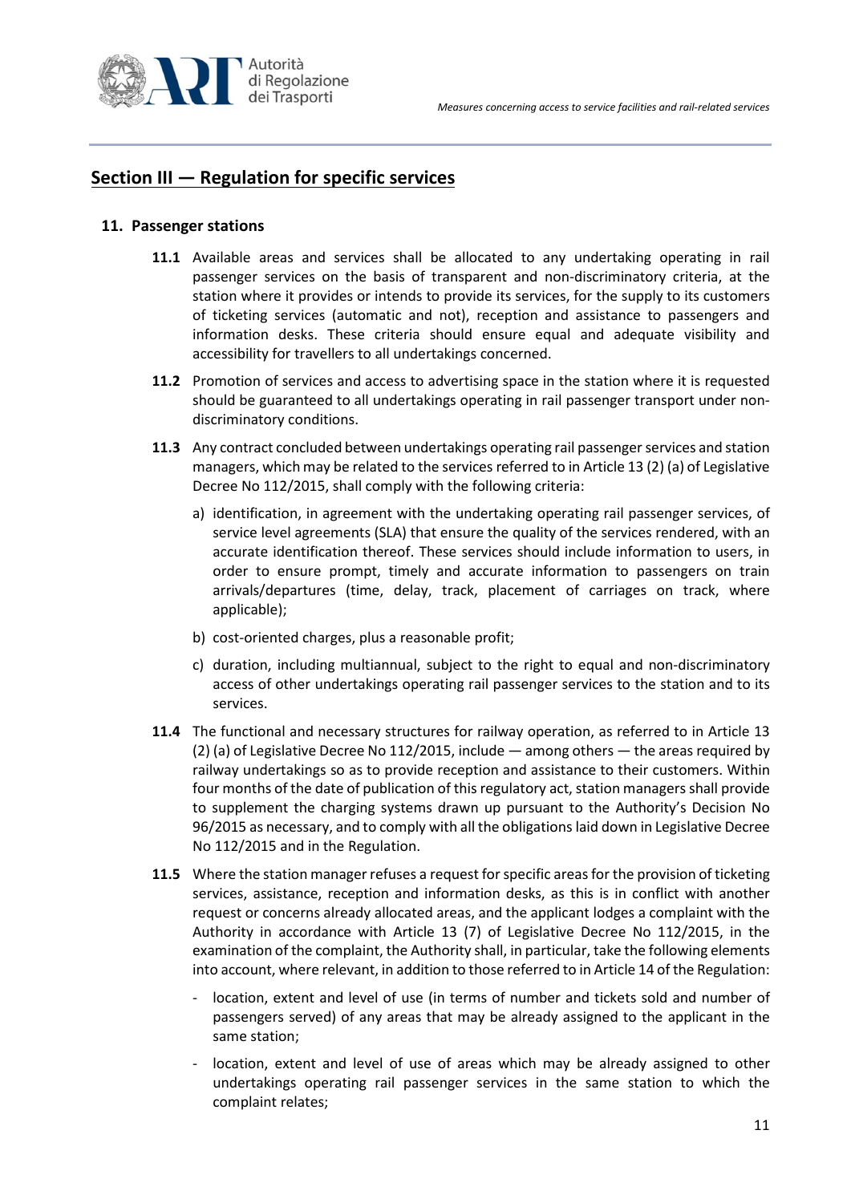## Section III — Regulation for specific services

### 11. Passenger stations

**11.1** Available areas and services shall be allocated to any undertaking operating in rail passenger services on the basis of transparent and non-discriminatory criteria, at the station where it provides or intends to provide its services, for the supply to its customers of ticketing services (automatic and not), reception and assistance to passengers and information desks. These criteria should ensure equal and adequate visibility and accessibility for travellers to all undertakings concerned.

**11.2** Promotion of services and access to advertising space in the station where it is requested should be guaranteed to all undertakings operating in rail passenger transport under non-discriminatory conditions.

**11.3** Any contract concluded between undertakings operating rail passenger services and station managers, which may be related to the services referred to in Article 13 (2) (a) of Legislative Decree No 112/2015, shall comply with the following criteria:

a) identification, in agreement with the undertaking operating rail passenger services, of service level agreements (SLA) that ensure the quality of the services rendered, with an accurate identification thereof. These services should include information to users, in order to ensure prompt, timely and accurate information to passengers on train arrivals/departures (time, delay, track, placement of carriages on track, where applicable);

b) cost-oriented charges, plus a reasonable profit;

c) duration, including multiannual, subject to the right to equal and non-discriminatory access of other undertakings operating rail passenger services to the station and to its services.

**11.4** The functional and necessary structures for railway operation, as referred to in Article 13 (2) (a) of Legislative Decree No 112/2015, include — among others — the areas required by railway undertakings so as to provide reception and assistance to their customers. Within four months of the date of publication of this regulatory act, station managers shall provide to supplement the charging systems drawn up pursuant to the Authority's Decision No 96/2015 as necessary, and to comply with all the obligations laid down in Legislative Decree No 112/2015 and in the Regulation.

**11.5** Where the station manager refuses a request for specific areas for the provision of ticketing services, assistance, reception and information desks, as this is in conflict with another request or concerns already allocated areas, and the applicant lodges a complaint with the Authority in accordance with Article 13 (7) of Legislative Decree No 112/2015, in the examination of the complaint, the Authority shall, in particular, take the following elements into account, where relevant, in addition to those referred to in Article 14 of the Regulation:

- location, extent and level of use (in terms of number and tickets sold and number of passengers served) of any areas that may be already assigned to the applicant in the same station;
- location, extent and level of use of areas which may be already assigned to other undertakings operating rail passenger services in the same station to which the complaint relates;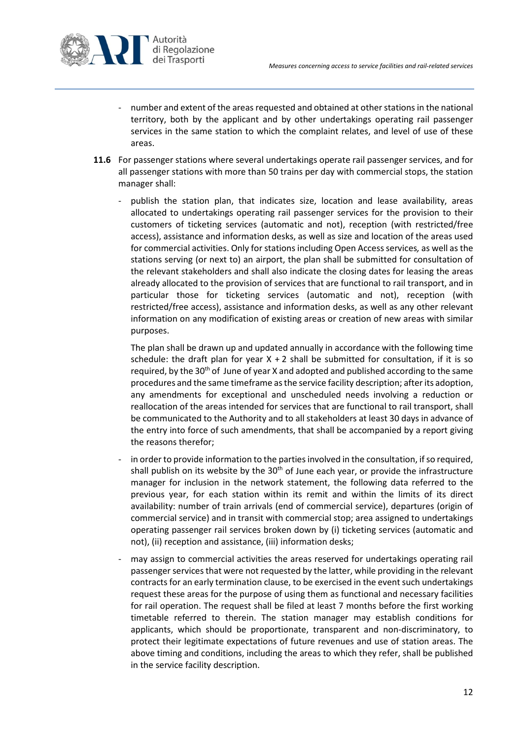- number and extent of the areas requested and obtained at other stations in the national territory, both by the applicant and by other undertakings operating rail passenger services in the same station to which the complaint relates, and level of use of these areas.

**11.6** For passenger stations where several undertakings operate rail passenger services, and for all passenger stations with more than 50 trains per day with commercial stops, the station manager shall:

- publish the station plan, that indicates size, location and lease availability, areas allocated to undertakings operating rail passenger services for the provision to their customers of ticketing services (automatic and not), reception (with restricted/free access), assistance and information desks, as well as size and location of the areas used for commercial activities. Only for stations including Open Access services*,* as well as the stations serving (or next to) an airport, the plan shall be submitted for consultation of the relevant stakeholders and shall also indicate the closing dates for leasing the areas already allocated to the provision of services that are functional to rail transport, and in particular those for ticketing services (automatic and not), reception (with restricted/free access), assistance and information desks, as well as any other relevant information on any modification of existing areas or creation of new areas with similar purposes.

  The plan shall be drawn up and updated annually in accordance with the following time schedule: the draft plan for year X + 2 shall be submitted for consultation, if it is so required, by the 30th of June of year X and adopted and published according to the same procedures and the same timeframe as the service facility description; after its adoption, any amendments for exceptional and unscheduled needs involving a reduction or reallocation of the areas intended for services that are functional to rail transport, shall be communicated to the Authority and to all stakeholders at least 30 days in advance of the entry into force of such amendments, that shall be accompanied by a report giving the reasons therefor;

- in order to provide information to the parties involved in the consultation, if so required, shall publish on its website by the 30th of June each year, or provide the infrastructure manager for inclusion in the network statement, the following data referred to the previous year, for each station within its remit and within the limits of its direct availability: number of train arrivals (end of commercial service), departures (origin of commercial service) and in transit with commercial stop; area assigned to undertakings operating passenger rail services broken down by (i) ticketing services (automatic and not), (ii) reception and assistance, (iii) information desks;

- may assign to commercial activities the areas reserved for undertakings operating rail passenger services that were not requested by the latter, while providing in the relevant contracts for an early termination clause, to be exercised in the event such undertakings request these areas for the purpose of using them as functional and necessary facilities for rail operation. The request shall be filed at least 7 months before the first working timetable referred to therein. The station manager may establish conditions for applicants, which should be proportionate, transparent and non-discriminatory, to protect their legitimate expectations of future revenues and use of station areas. The above timing and conditions, including the areas to which they refer, shall be published in the service facility description.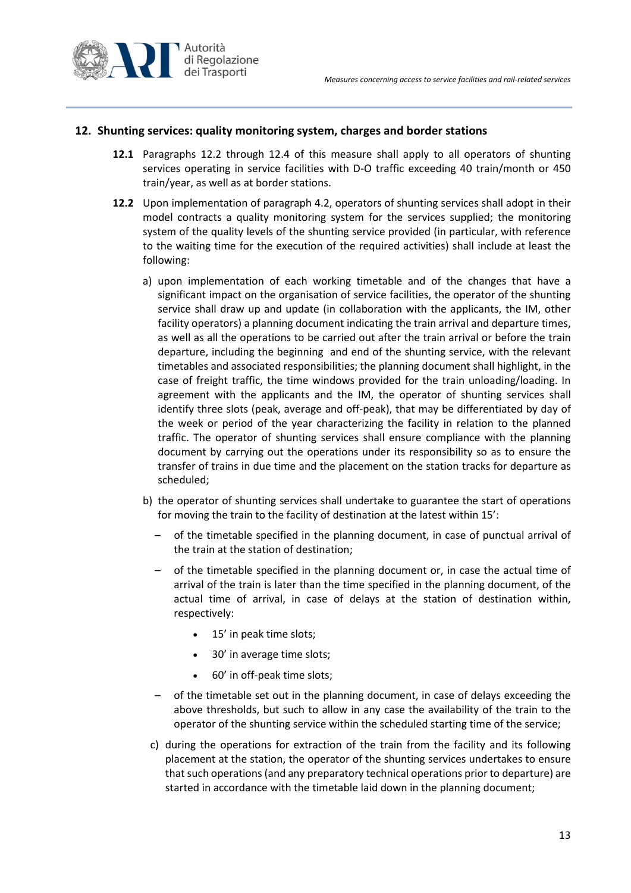## 12. Shunting services: quality monitoring system, charges and border stations

**12.1** Paragraphs 12.2 through 12.4 of this measure shall apply to all operators of shunting services operating in service facilities with D-O traffic exceeding 40 train/month or 450 train/year, as well as at border stations.

**12.2** Upon implementation of paragraph 4.2, operators of shunting services shall adopt in their model contracts a quality monitoring system for the services supplied; the monitoring system of the quality levels of the shunting service provided (in particular, with reference to the waiting time for the execution of the required activities) shall include at least the following:

a) upon implementation of each working timetable and of the changes that have a significant impact on the organisation of service facilities, the operator of the shunting service shall draw up and update (in collaboration with the applicants, the IM, other facility operators) a planning document indicating the train arrival and departure times, as well as all the operations to be carried out after the train arrival or before the train departure, including the beginning and end of the shunting service, with the relevant timetables and associated responsibilities; the planning document shall highlight, in the case of freight traffic, the time windows provided for the train unloading/loading. In agreement with the applicants and the IM, the operator of shunting services shall identify three slots (peak, average and off-peak), that may be differentiated by day of the week or period of the year characterizing the facility in relation to the planned traffic. The operator of shunting services shall ensure compliance with the planning document by carrying out the operations under its responsibility so as to ensure the transfer of trains in due time and the placement on the station tracks for departure as scheduled;

b) the operator of shunting services shall undertake to guarantee the start of operations for moving the train to the facility of destination at the latest within 15':

   – of the timetable specified in the planning document, in case of punctual arrival of the train at the station of destination;

   – of the timetable specified in the planning document or, in case the actual time of arrival of the train is later than the time specified in the planning document, of the actual time of arrival, in case of delays at the station of destination within, respectively:

     - 15' in peak time slots;
     - 30' in average time slots;
     - 60' in off-peak time slots;

   – of the timetable set out in the planning document, in case of delays exceeding the above thresholds, but such to allow in any case the availability of the train to the operator of the shunting service within the scheduled starting time of the service;

c) during the operations for extraction of the train from the facility and its following placement at the station, the operator of the shunting services undertakes to ensure that such operations (and any preparatory technical operations prior to departure) are started in accordance with the timetable laid down in the planning document;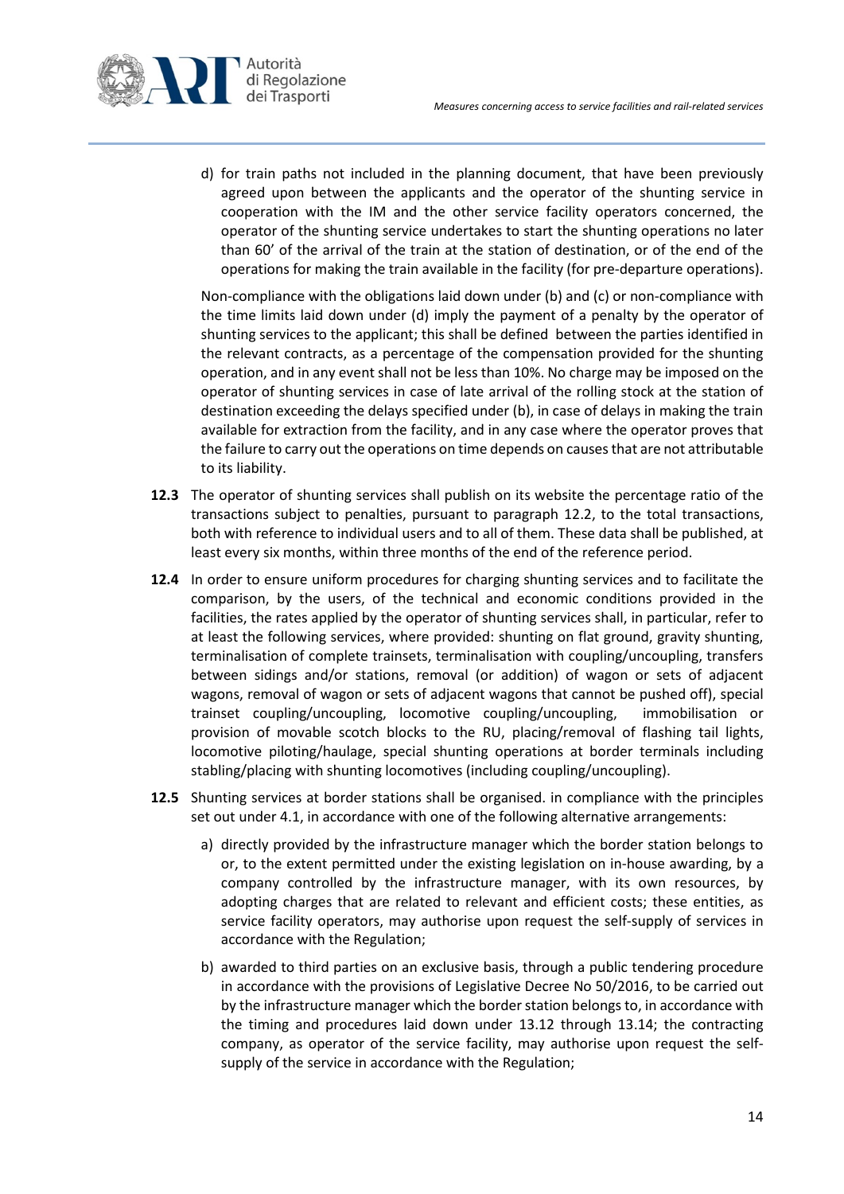d) for train paths not included in the planning document, that have been previously agreed upon between the applicants and the operator of the shunting service in cooperation with the IM and the other service facility operators concerned, the operator of the shunting service undertakes to start the shunting operations no later than 60' of the arrival of the train at the station of destination, or of the end of the operations for making the train available in the facility (for pre-departure operations).

Non-compliance with the obligations laid down under (b) and (c) or non-compliance with the time limits laid down under (d) imply the payment of a penalty by the operator of shunting services to the applicant; this shall be defined between the parties identified in the relevant contracts, as a percentage of the compensation provided for the shunting operation, and in any event shall not be less than 10%. No charge may be imposed on the operator of shunting services in case of late arrival of the rolling stock at the station of destination exceeding the delays specified under (b), in case of delays in making the train available for extraction from the facility, and in any case where the operator proves that the failure to carry out the operations on time depends on causes that are not attributable to its liability.

**12.3** The operator of shunting services shall publish on its website the percentage ratio of the transactions subject to penalties, pursuant to paragraph 12.2, to the total transactions, both with reference to individual users and to all of them. These data shall be published, at least every six months, within three months of the end of the reference period.

**12.4** In order to ensure uniform procedures for charging shunting services and to facilitate the comparison, by the users, of the technical and economic conditions provided in the facilities, the rates applied by the operator of shunting services shall, in particular, refer to at least the following services, where provided: shunting on flat ground, gravity shunting, terminalisation of complete trainsets, terminalisation with coupling/uncoupling, transfers between sidings and/or stations, removal (or addition) of wagon or sets of adjacent wagons, removal of wagon or sets of adjacent wagons that cannot be pushed off), special trainset coupling/uncoupling, locomotive coupling/uncoupling, immobilisation or provision of movable scotch blocks to the RU, placing/removal of flashing tail lights, locomotive piloting/haulage, special shunting operations at border terminals including stabling/placing with shunting locomotives (including coupling/uncoupling).

**12.5** Shunting services at border stations shall be organised. in compliance with the principles set out under 4.1, in accordance with one of the following alternative arrangements:

a) directly provided by the infrastructure manager which the border station belongs to or, to the extent permitted under the existing legislation on in-house awarding, by a company controlled by the infrastructure manager, with its own resources, by adopting charges that are related to relevant and efficient costs; these entities, as service facility operators, may authorise upon request the self-supply of services in accordance with the Regulation;

b) awarded to third parties on an exclusive basis, through a public tendering procedure in accordance with the provisions of Legislative Decree No 50/2016, to be carried out by the infrastructure manager which the border station belongs to, in accordance with the timing and procedures laid down under 13.12 through 13.14; the contracting company, as operator of the service facility, may authorise upon request the self-supply of the service in accordance with the Regulation;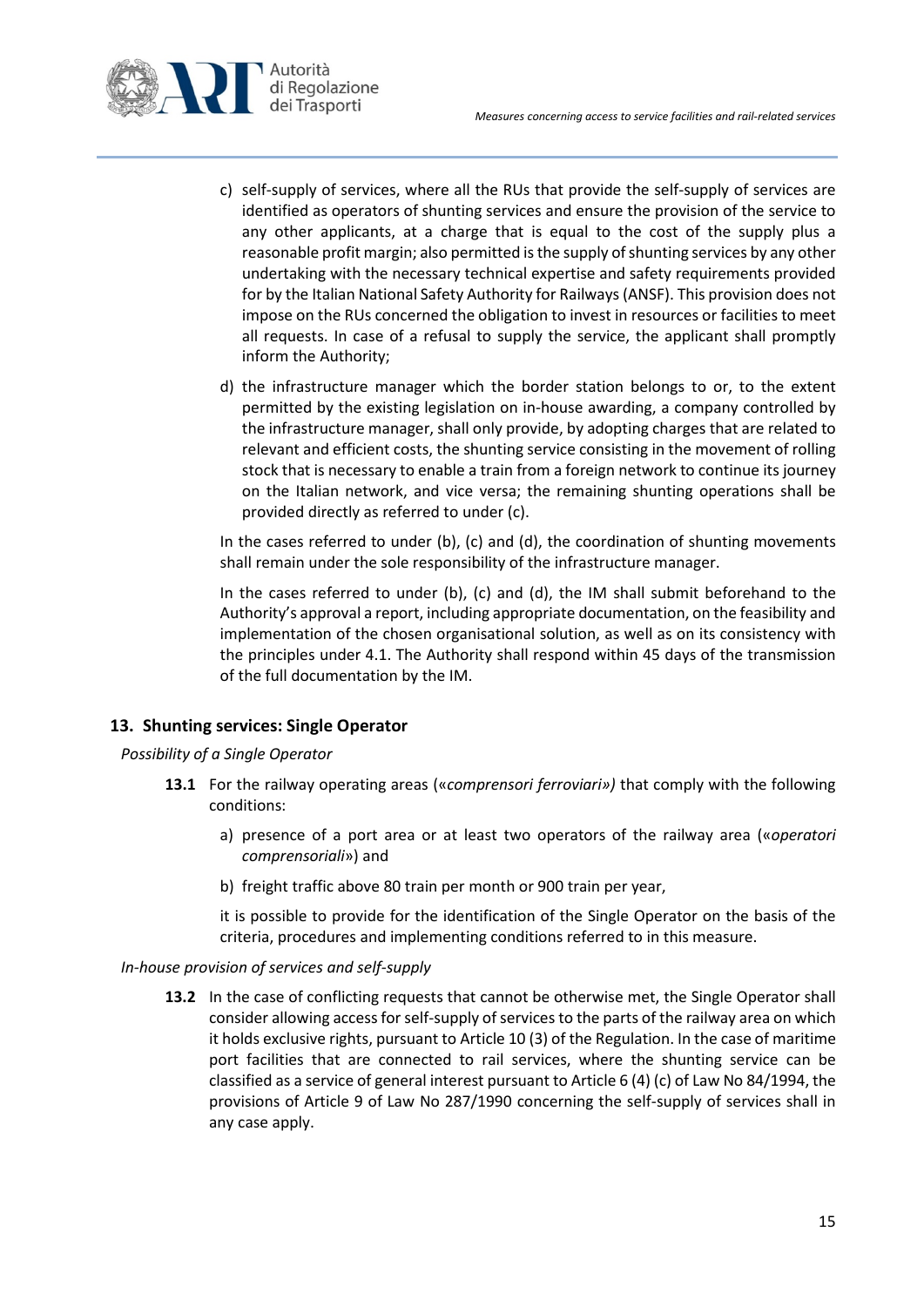c) self-supply of services, where all the RUs that provide the self-supply of services are identified as operators of shunting services and ensure the provision of the service to any other applicants, at a charge that is equal to the cost of the supply plus a reasonable profit margin; also permitted is the supply of shunting services by any other undertaking with the necessary technical expertise and safety requirements provided for by the Italian National Safety Authority for Railways (ANSF). This provision does not impose on the RUs concerned the obligation to invest in resources or facilities to meet all requests. In case of a refusal to supply the service, the applicant shall promptly inform the Authority;

d) the infrastructure manager which the border station belongs to or, to the extent permitted by the existing legislation on in-house awarding, a company controlled by the infrastructure manager, shall only provide, by adopting charges that are related to relevant and efficient costs, the shunting service consisting in the movement of rolling stock that is necessary to enable a train from a foreign network to continue its journey on the Italian network, and vice versa; the remaining shunting operations shall be provided directly as referred to under (c).

In the cases referred to under (b), (c) and (d), the coordination of shunting movements shall remain under the sole responsibility of the infrastructure manager.

In the cases referred to under (b), (c) and (d), the IM shall submit beforehand to the Authority's approval a report, including appropriate documentation, on the feasibility and implementation of the chosen organisational solution, as well as on its consistency with the principles under 4.1. The Authority shall respond within 45 days of the transmission of the full documentation by the IM.

## 13. Shunting services: Single Operator

*Possibility of a Single Operator*

**13.1** For the railway operating areas («*comprensori ferroviari»)* that comply with the following conditions:

a) presence of a port area or at least two operators of the railway area («*operatori comprensoriali*») and

b) freight traffic above 80 train per month or 900 train per year,

it is possible to provide for the identification of the Single Operator on the basis of the criteria, procedures and implementing conditions referred to in this measure.

*In-house provision of services and self-supply*

**13.2** In the case of conflicting requests that cannot be otherwise met, the Single Operator shall consider allowing access for self-supply of services to the parts of the railway area on which it holds exclusive rights, pursuant to Article 10 (3) of the Regulation. In the case of maritime port facilities that are connected to rail services, where the shunting service can be classified as a service of general interest pursuant to Article 6 (4) (c) of Law No 84/1994, the provisions of Article 9 of Law No 287/1990 concerning the self-supply of services shall in any case apply.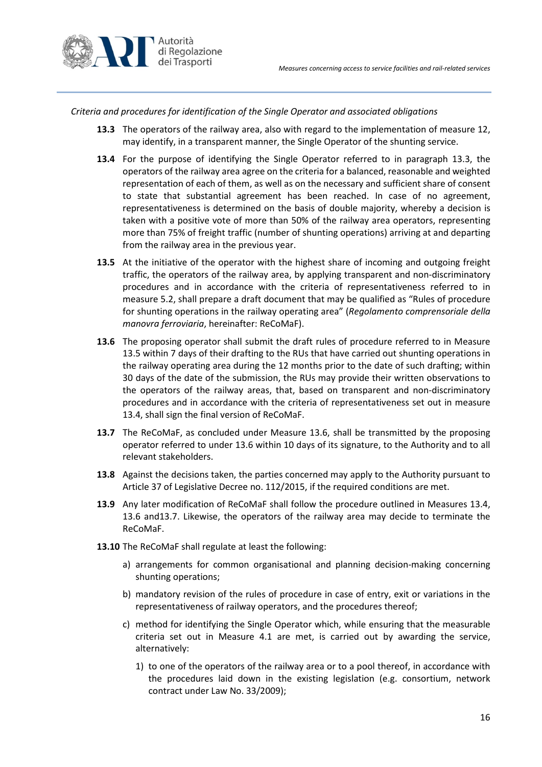*Criteria and procedures for identification of the Single Operator and associated obligations*

**13.3** The operators of the railway area, also with regard to the implementation of measure 12, may identify, in a transparent manner, the Single Operator of the shunting service.

**13.4** For the purpose of identifying the Single Operator referred to in paragraph 13.3, the operators of the railway area agree on the criteria for a balanced, reasonable and weighted representation of each of them, as well as on the necessary and sufficient share of consent to state that substantial agreement has been reached. In case of no agreement, representativeness is determined on the basis of double majority, whereby a decision is taken with a positive vote of more than 50% of the railway area operators, representing more than 75% of freight traffic (number of shunting operations) arriving at and departing from the railway area in the previous year.

**13.5** At the initiative of the operator with the highest share of incoming and outgoing freight traffic, the operators of the railway area, by applying transparent and non-discriminatory procedures and in accordance with the criteria of representativeness referred to in measure 5.2, shall prepare a draft document that may be qualified as "Rules of procedure for shunting operations in the railway operating area" (*Regolamento comprensoriale della manovra ferroviaria*, hereinafter: ReCoMaF).

**13.6** The proposing operator shall submit the draft rules of procedure referred to in Measure 13.5 within 7 days of their drafting to the RUs that have carried out shunting operations in the railway operating area during the 12 months prior to the date of such drafting; within 30 days of the date of the submission, the RUs may provide their written observations to the operators of the railway areas, that, based on transparent and non-discriminatory procedures and in accordance with the criteria of representativeness set out in measure 13.4, shall sign the final version of ReCoMaF.

**13.7** The ReCoMaF, as concluded under Measure 13.6, shall be transmitted by the proposing operator referred to under 13.6 within 10 days of its signature, to the Authority and to all relevant stakeholders.

**13.8** Against the decisions taken, the parties concerned may apply to the Authority pursuant to Article 37 of Legislative Decree no. 112/2015, if the required conditions are met.

**13.9** Any later modification of ReCoMaF shall follow the procedure outlined in Measures 13.4, 13.6 and13.7. Likewise, the operators of the railway area may decide to terminate the ReCoMaF.

**13.10** The ReCoMaF shall regulate at least the following:

a) arrangements for common organisational and planning decision-making concerning shunting operations;

b) mandatory revision of the rules of procedure in case of entry, exit or variations in the representativeness of railway operators, and the procedures thereof;

c) method for identifying the Single Operator which, while ensuring that the measurable criteria set out in Measure 4.1 are met, is carried out by awarding the service, alternatively:

   1) to one of the operators of the railway area or to a pool thereof, in accordance with the procedures laid down in the existing legislation (e.g. consortium, network contract under Law No. 33/2009);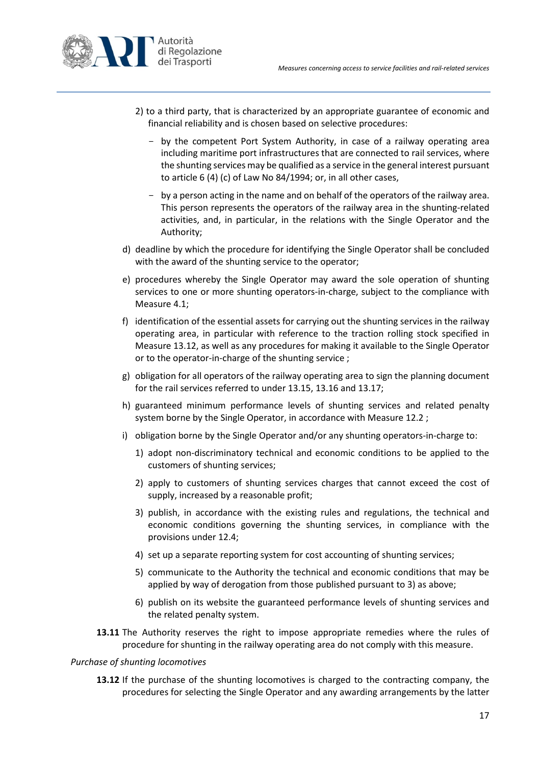2) to a third party, that is characterized by an appropriate guarantee of economic and financial reliability and is chosen based on selective procedures:

   - by the competent Port System Authority, in case of a railway operating area including maritime port infrastructures that are connected to rail services, where the shunting services may be qualified as a service in the general interest pursuant to article 6 (4) (c) of Law No 84/1994; or, in all other cases,

   - by a person acting in the name and on behalf of the operators of the railway area. This person represents the operators of the railway area in the shunting-related activities, and, in particular, in the relations with the Single Operator and the Authority;

d) deadline by which the procedure for identifying the Single Operator shall be concluded with the award of the shunting service to the operator;

e) procedures whereby the Single Operator may award the sole operation of shunting services to one or more shunting operators-in-charge, subject to the compliance with Measure 4.1;

f) identification of the essential assets for carrying out the shunting services in the railway operating area, in particular with reference to the traction rolling stock specified in Measure 13.12, as well as any procedures for making it available to the Single Operator or to the operator-in-charge of the shunting service ;

g) obligation for all operators of the railway operating area to sign the planning document for the rail services referred to under 13.15, 13.16 and 13.17;

h) guaranteed minimum performance levels of shunting services and related penalty system borne by the Single Operator, in accordance with Measure 12.2 ;

i) obligation borne by the Single Operator and/or any shunting operators-in-charge to:

   1) adopt non-discriminatory technical and economic conditions to be applied to the customers of shunting services;

   2) apply to customers of shunting services charges that cannot exceed the cost of supply, increased by a reasonable profit;

   3) publish, in accordance with the existing rules and regulations, the technical and economic conditions governing the shunting services, in compliance with the provisions under 12.4;

   4) set up a separate reporting system for cost accounting of shunting services;

   5) communicate to the Authority the technical and economic conditions that may be applied by way of derogation from those published pursuant to 3) as above;

   6) publish on its website the guaranteed performance levels of shunting services and the related penalty system.

**13.11** The Authority reserves the right to impose appropriate remedies where the rules of procedure for shunting in the railway operating area do not comply with this measure.

*Purchase of shunting locomotives*

**13.12** If the purchase of the shunting locomotives is charged to the contracting company, the procedures for selecting the Single Operator and any awarding arrangements by the latter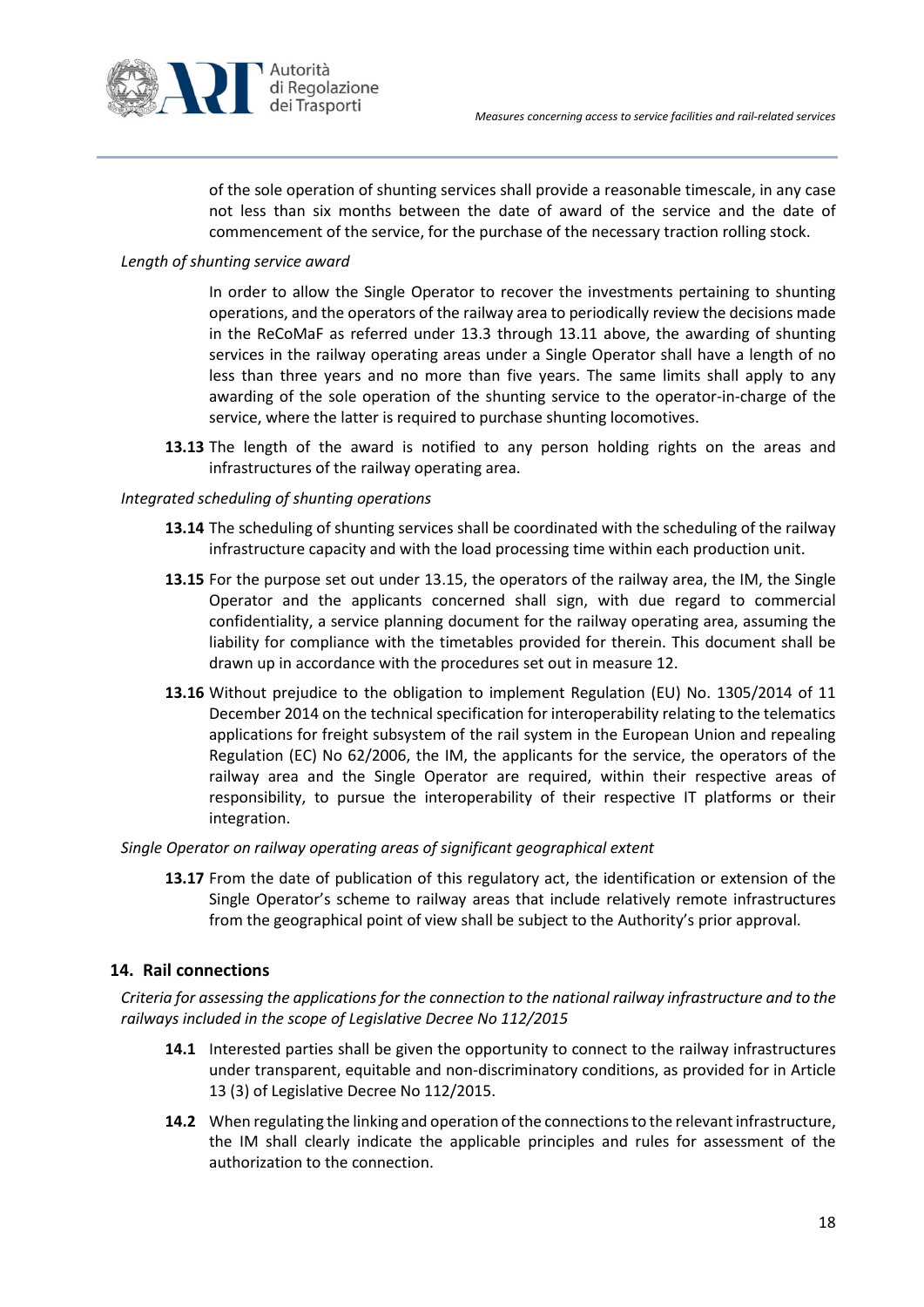of the sole operation of shunting services shall provide a reasonable timescale, in any case not less than six months between the date of award of the service and the date of commencement of the service, for the purchase of the necessary traction rolling stock.

*Length of shunting service award*

In order to allow the Single Operator to recover the investments pertaining to shunting operations, and the operators of the railway area to periodically review the decisions made in the ReCoMaF as referred under 13.3 through 13.11 above, the awarding of shunting services in the railway operating areas under a Single Operator shall have a length of no less than three years and no more than five years. The same limits shall apply to any awarding of the sole operation of the shunting service to the operator-in-charge of the service, where the latter is required to purchase shunting locomotives.

**13.13** The length of the award is notified to any person holding rights on the areas and infrastructures of the railway operating area.

*Integrated scheduling of shunting operations*

**13.14** The scheduling of shunting services shall be coordinated with the scheduling of the railway infrastructure capacity and with the load processing time within each production unit.

**13.15** For the purpose set out under 13.15, the operators of the railway area, the IM, the Single Operator and the applicants concerned shall sign, with due regard to commercial confidentiality, a service planning document for the railway operating area, assuming the liability for compliance with the timetables provided for therein. This document shall be drawn up in accordance with the procedures set out in measure 12.

**13.16** Without prejudice to the obligation to implement Regulation (EU) No. 1305/2014 of 11 December 2014 on the technical specification for interoperability relating to the telematics applications for freight subsystem of the rail system in the European Union and repealing Regulation (EC) No 62/2006, the IM, the applicants for the service, the operators of the railway area and the Single Operator are required, within their respective areas of responsibility, to pursue the interoperability of their respective IT platforms or their integration.

*Single Operator on railway operating areas of significant geographical extent*

**13.17** From the date of publication of this regulatory act, the identification or extension of the Single Operator's scheme to railway areas that include relatively remote infrastructures from the geographical point of view shall be subject to the Authority's prior approval.

## 14. Rail connections

*Criteria for assessing the applications for the connection to the national railway infrastructure and to the railways included in the scope of Legislative Decree No 112/2015*

**14.1** Interested parties shall be given the opportunity to connect to the railway infrastructures under transparent, equitable and non-discriminatory conditions, as provided for in Article 13 (3) of Legislative Decree No 112/2015.

**14.2** When regulating the linking and operation of the connections to the relevant infrastructure, the IM shall clearly indicate the applicable principles and rules for assessment of the authorization to the connection.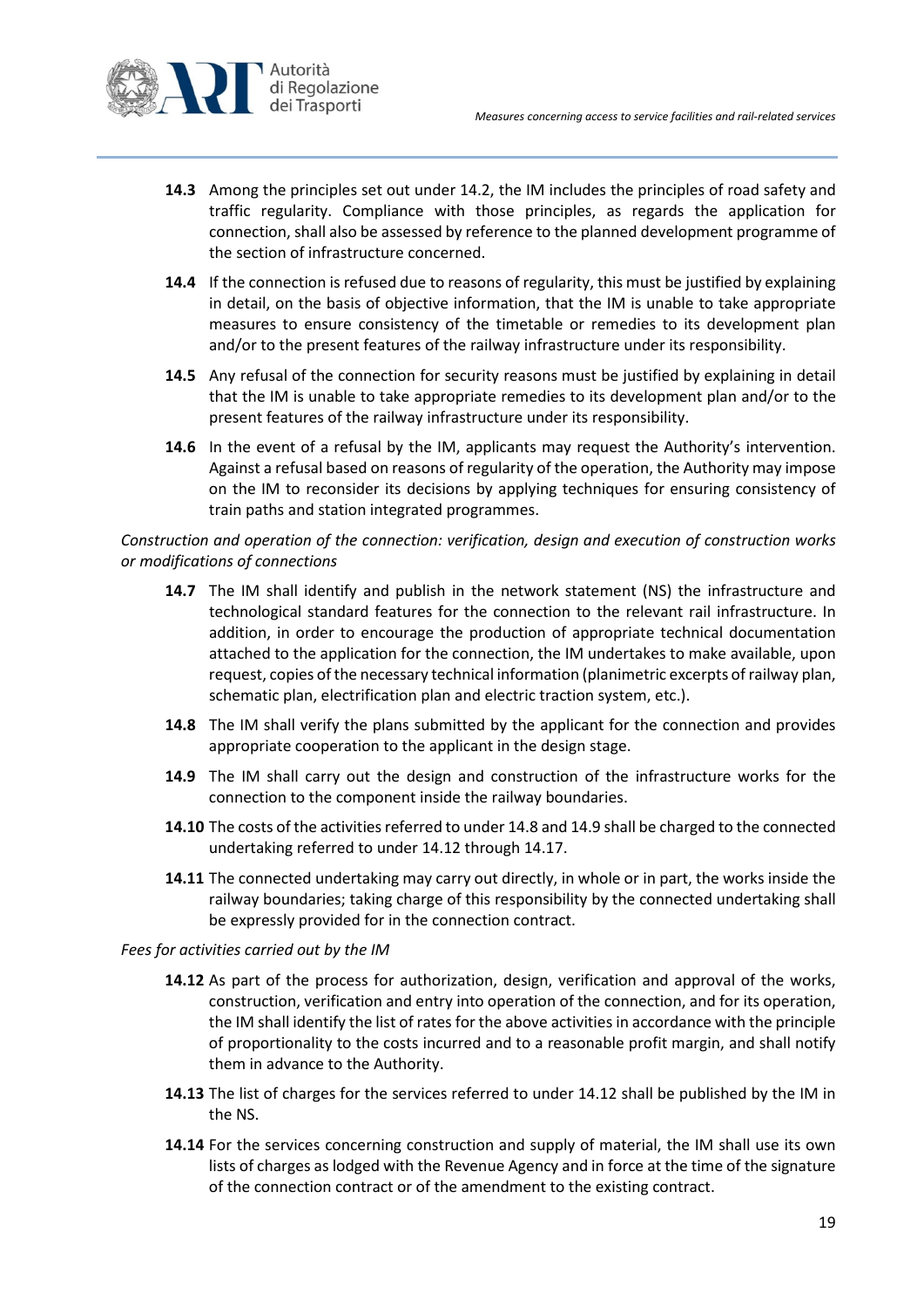**14.3** Among the principles set out under 14.2, the IM includes the principles of road safety and traffic regularity. Compliance with those principles, as regards the application for connection, shall also be assessed by reference to the planned development programme of the section of infrastructure concerned.

**14.4** If the connection is refused due to reasons of regularity, this must be justified by explaining in detail, on the basis of objective information, that the IM is unable to take appropriate measures to ensure consistency of the timetable or remedies to its development plan and/or to the present features of the railway infrastructure under its responsibility.

**14.5** Any refusal of the connection for security reasons must be justified by explaining in detail that the IM is unable to take appropriate remedies to its development plan and/or to the present features of the railway infrastructure under its responsibility.

**14.6** In the event of a refusal by the IM, applicants may request the Authority's intervention. Against a refusal based on reasons of regularity of the operation, the Authority may impose on the IM to reconsider its decisions by applying techniques for ensuring consistency of train paths and station integrated programmes.

*Construction and operation of the connection: verification, design and execution of construction works or modifications of connections*

**14.7** The IM shall identify and publish in the network statement (NS) the infrastructure and technological standard features for the connection to the relevant rail infrastructure. In addition, in order to encourage the production of appropriate technical documentation attached to the application for the connection, the IM undertakes to make available, upon request, copies of the necessary technical information (planimetric excerpts of railway plan, schematic plan, electrification plan and electric traction system, etc.).

**14.8** The IM shall verify the plans submitted by the applicant for the connection and provides appropriate cooperation to the applicant in the design stage.

**14.9** The IM shall carry out the design and construction of the infrastructure works for the connection to the component inside the railway boundaries.

**14.10** The costs of the activities referred to under 14.8 and 14.9 shall be charged to the connected undertaking referred to under 14.12 through 14.17.

**14.11** The connected undertaking may carry out directly, in whole or in part, the works inside the railway boundaries; taking charge of this responsibility by the connected undertaking shall be expressly provided for in the connection contract.

*Fees for activities carried out by the IM*

**14.12** As part of the process for authorization, design, verification and approval of the works, construction, verification and entry into operation of the connection, and for its operation, the IM shall identify the list of rates for the above activities in accordance with the principle of proportionality to the costs incurred and to a reasonable profit margin, and shall notify them in advance to the Authority.

**14.13** The list of charges for the services referred to under 14.12 shall be published by the IM in the NS.

**14.14** For the services concerning construction and supply of material, the IM shall use its own lists of charges as lodged with the Revenue Agency and in force at the time of the signature of the connection contract or of the amendment to the existing contract.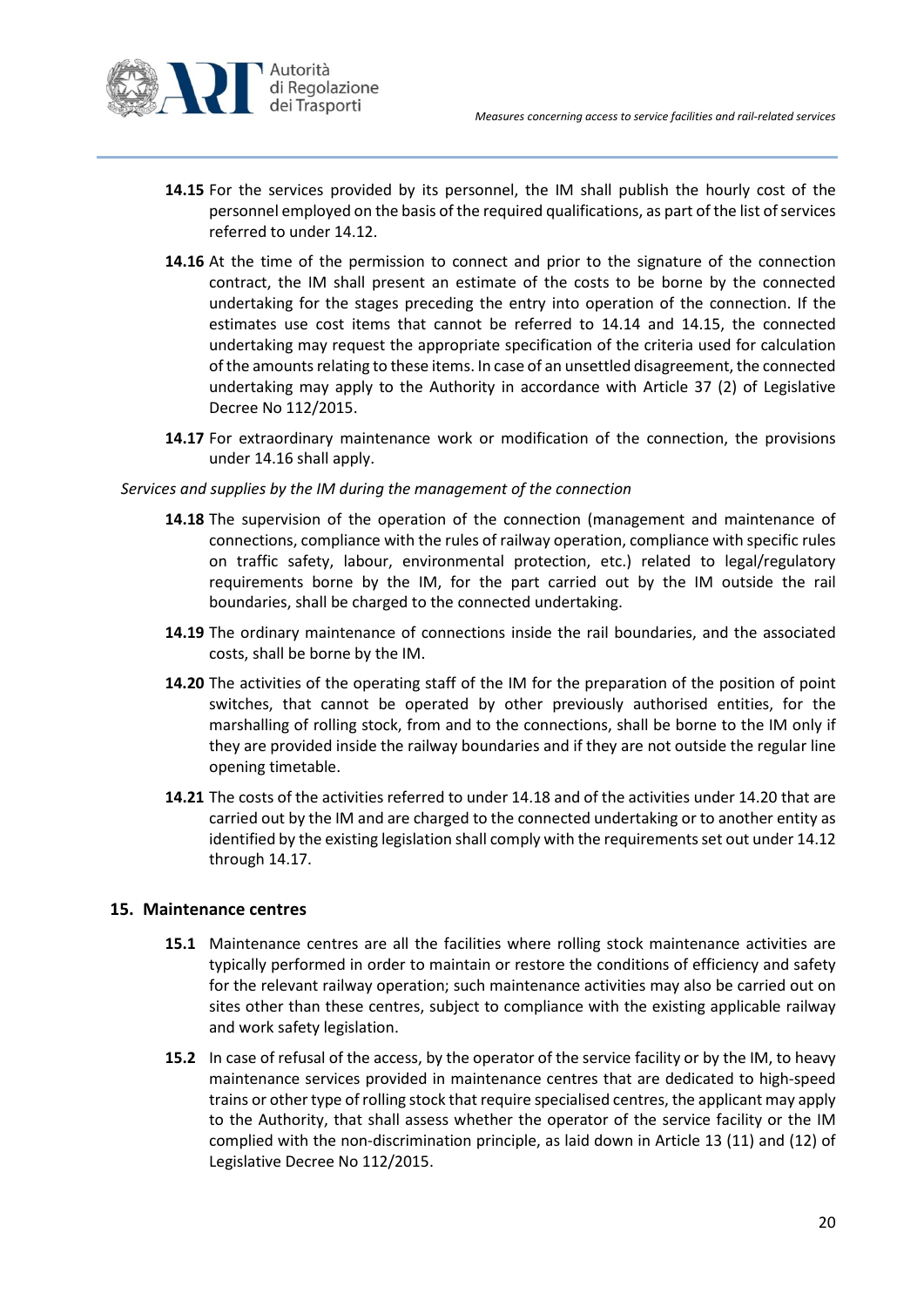**14.15** For the services provided by its personnel, the IM shall publish the hourly cost of the personnel employed on the basis of the required qualifications, as part of the list of services referred to under 14.12.

**14.16** At the time of the permission to connect and prior to the signature of the connection contract, the IM shall present an estimate of the costs to be borne by the connected undertaking for the stages preceding the entry into operation of the connection. If the estimates use cost items that cannot be referred to 14.14 and 14.15, the connected undertaking may request the appropriate specification of the criteria used for calculation of the amounts relating to these items. In case of an unsettled disagreement, the connected undertaking may apply to the Authority in accordance with Article 37 (2) of Legislative Decree No 112/2015.

**14.17** For extraordinary maintenance work or modification of the connection, the provisions under 14.16 shall apply.

*Services and supplies by the IM during the management of the connection*

**14.18** The supervision of the operation of the connection (management and maintenance of connections, compliance with the rules of railway operation, compliance with specific rules on traffic safety, labour, environmental protection, etc.) related to legal/regulatory requirements borne by the IM, for the part carried out by the IM outside the rail boundaries, shall be charged to the connected undertaking.

**14.19** The ordinary maintenance of connections inside the rail boundaries, and the associated costs, shall be borne by the IM.

**14.20** The activities of the operating staff of the IM for the preparation of the position of point switches, that cannot be operated by other previously authorised entities, for the marshalling of rolling stock, from and to the connections, shall be borne to the IM only if they are provided inside the railway boundaries and if they are not outside the regular line opening timetable.

**14.21** The costs of the activities referred to under 14.18 and of the activities under 14.20 that are carried out by the IM and are charged to the connected undertaking or to another entity as identified by the existing legislation shall comply with the requirements set out under 14.12 through 14.17.

## 15. Maintenance centres

**15.1** Maintenance centres are all the facilities where rolling stock maintenance activities are typically performed in order to maintain or restore the conditions of efficiency and safety for the relevant railway operation; such maintenance activities may also be carried out on sites other than these centres, subject to compliance with the existing applicable railway and work safety legislation.

**15.2** In case of refusal of the access, by the operator of the service facility or by the IM, to heavy maintenance services provided in maintenance centres that are dedicated to high-speed trains or other type of rolling stock that require specialised centres, the applicant may apply to the Authority, that shall assess whether the operator of the service facility or the IM complied with the non-discrimination principle, as laid down in Article 13 (11) and (12) of Legislative Decree No 112/2015.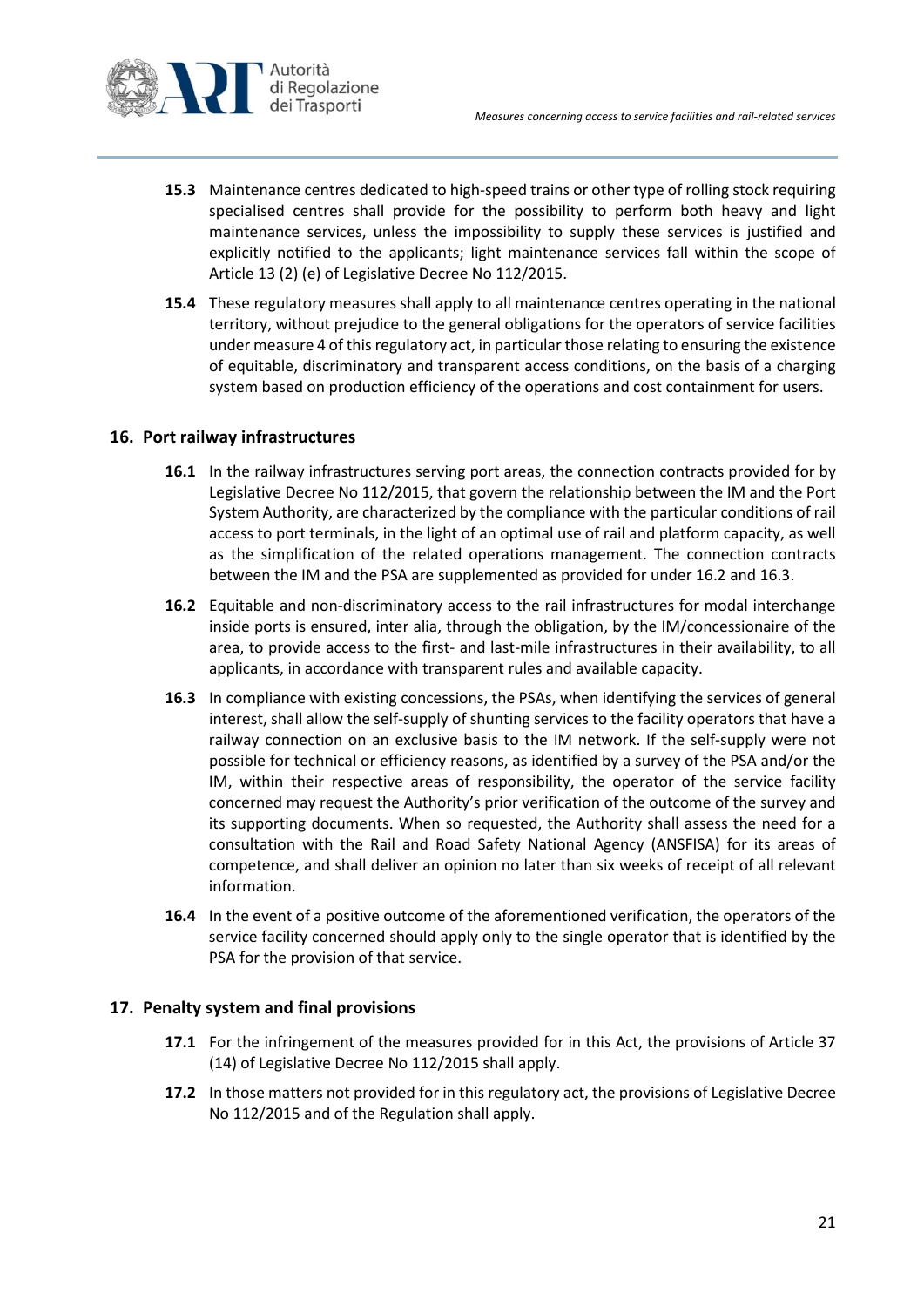**15.3** Maintenance centres dedicated to high-speed trains or other type of rolling stock requiring specialised centres shall provide for the possibility to perform both heavy and light maintenance services, unless the impossibility to supply these services is justified and explicitly notified to the applicants; light maintenance services fall within the scope of Article 13 (2) (e) of Legislative Decree No 112/2015.

**15.4** These regulatory measures shall apply to all maintenance centres operating in the national territory, without prejudice to the general obligations for the operators of service facilities under measure 4 of this regulatory act, in particular those relating to ensuring the existence of equitable, discriminatory and transparent access conditions, on the basis of a charging system based on production efficiency of the operations and cost containment for users.

## 16. Port railway infrastructures

**16.1** In the railway infrastructures serving port areas, the connection contracts provided for by Legislative Decree No 112/2015, that govern the relationship between the IM and the Port System Authority, are characterized by the compliance with the particular conditions of rail access to port terminals, in the light of an optimal use of rail and platform capacity, as well as the simplification of the related operations management. The connection contracts between the IM and the PSA are supplemented as provided for under 16.2 and 16.3.

**16.2** Equitable and non-discriminatory access to the rail infrastructures for modal interchange inside ports is ensured, inter alia, through the obligation, by the IM/concessionaire of the area, to provide access to the first- and last-mile infrastructures in their availability, to all applicants, in accordance with transparent rules and available capacity.

**16.3** In compliance with existing concessions, the PSAs, when identifying the services of general interest, shall allow the self-supply of shunting services to the facility operators that have a railway connection on an exclusive basis to the IM network. If the self-supply were not possible for technical or efficiency reasons, as identified by a survey of the PSA and/or the IM, within their respective areas of responsibility, the operator of the service facility concerned may request the Authority's prior verification of the outcome of the survey and its supporting documents. When so requested, the Authority shall assess the need for a consultation with the Rail and Road Safety National Agency (ANSFISA) for its areas of competence, and shall deliver an opinion no later than six weeks of receipt of all relevant information.

**16.4** In the event of a positive outcome of the aforementioned verification, the operators of the service facility concerned should apply only to the single operator that is identified by the PSA for the provision of that service.

## 17. Penalty system and final provisions

**17.1** For the infringement of the measures provided for in this Act, the provisions of Article 37 (14) of Legislative Decree No 112/2015 shall apply.

**17.2** In those matters not provided for in this regulatory act, the provisions of Legislative Decree No 112/2015 and of the Regulation shall apply.